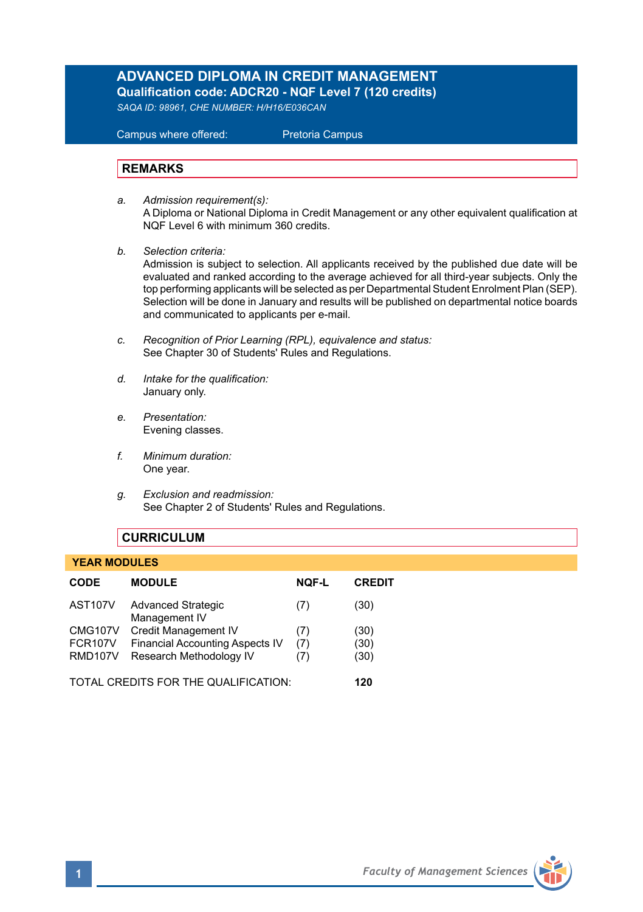# ADVANCED DIPLOMA IN CREDIT MANAGEMENT

**Qualification code: ADCR20 - NQF Level 7 (120 credits)**

*SAQA ID: 98961, CHE NUMBER: H/H16/E036CAN*

Campus where offered: Pretoria Campus

## REMARKS

a. *Admission requirement(s):*
A Diploma or National Diploma in Credit Management or any other equivalent qualification at NQF Level 6 with minimum 360 credits.

b. *Selection criteria:*
Admission is subject to selection. All applicants received by the published due date will be evaluated and ranked according to the average achieved for all third-year subjects. Only the top performing applicants will be selected as per Departmental Student Enrolment Plan (SEP). Selection will be done in January and results will be published on departmental notice boards and communicated to applicants per e-mail.

c. *Recognition of Prior Learning (RPL), equivalence and status:*
See Chapter 30 of Students' Rules and Regulations.

d. *Intake for the qualification:*
January only.

e. *Presentation:*
Evening classes.

f. *Minimum duration:*
One year.

g. *Exclusion and readmission:*
See Chapter 2 of Students' Rules and Regulations.

## CURRICULUM

### YEAR MODULES

| CODE | MODULE | NQF-L | CREDIT |
|---|---|---|---|
| AST107V | Advanced Strategic Management IV | (7) | (30) |
| CMG107V | Credit Management IV | (7) | (30) |
| FCR107V | Financial Accounting Aspects IV | (7) | (30) |
| RMD107V | Research Methodology IV | (7) | (30) |

TOTAL CREDITS FOR THE QUALIFICATION: **120**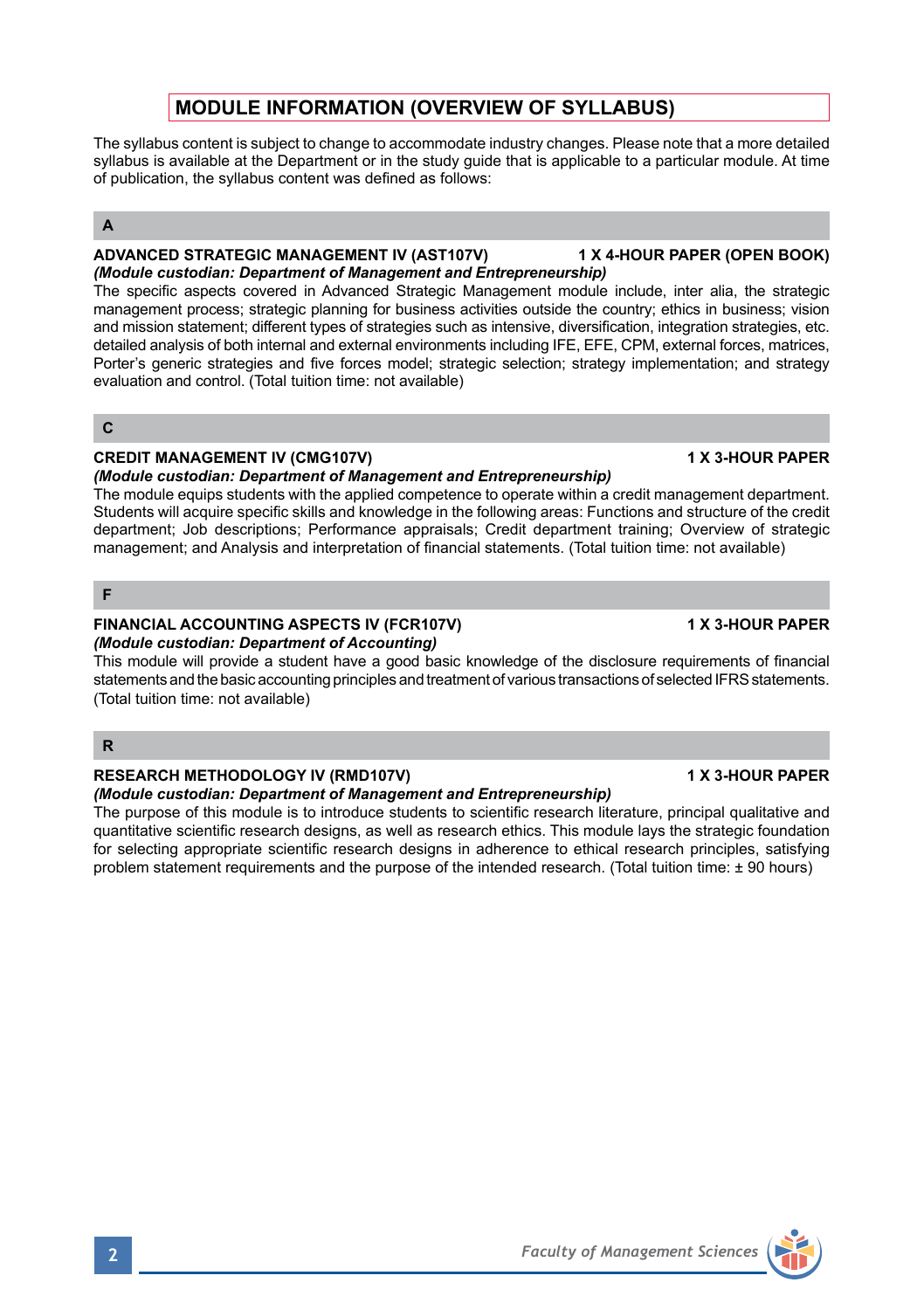## MODULE INFORMATION (OVERVIEW OF SYLLABUS)

The syllabus content is subject to change to accommodate industry changes. Please note that a more detailed syllabus is available at the Department or in the study guide that is applicable to a particular module. At time of publication, the syllabus content was defined as follows:

### A

**ADVANCED STRATEGIC MANAGEMENT IV (AST107V) 1 X 4-HOUR PAPER (OPEN BOOK)**
***(Module custodian: Department of Management and Entrepreneurship)***
The specific aspects covered in Advanced Strategic Management module include, inter alia, the strategic management process; strategic planning for business activities outside the country; ethics in business; vision and mission statement; different types of strategies such as intensive, diversification, integration strategies, etc. detailed analysis of both internal and external environments including IFE, EFE, CPM, external forces, matrices, Porter's generic strategies and five forces model; strategic selection; strategy implementation; and strategy evaluation and control. (Total tuition time: not available)

### C

**CREDIT MANAGEMENT IV (CMG107V) 1 X 3-HOUR PAPER**
***(Module custodian: Department of Management and Entrepreneurship)***
The module equips students with the applied competence to operate within a credit management department. Students will acquire specific skills and knowledge in the following areas: Functions and structure of the credit department; Job descriptions; Performance appraisals; Credit department training; Overview of strategic management; and Analysis and interpretation of financial statements. (Total tuition time: not available)

### F

**FINANCIAL ACCOUNTING ASPECTS IV (FCR107V) 1 X 3-HOUR PAPER**
***(Module custodian: Department of Accounting)***
This module will provide a student have a good basic knowledge of the disclosure requirements of financial statements and the basic accounting principles and treatment of various transactions of selected IFRS statements. (Total tuition time: not available)

### R

**RESEARCH METHODOLOGY IV (RMD107V) 1 X 3-HOUR PAPER**
***(Module custodian: Department of Management and Entrepreneurship)***
The purpose of this module is to introduce students to scientific research literature, principal qualitative and quantitative scientific research designs, as well as research ethics. This module lays the strategic foundation for selecting appropriate scientific research designs in adherence to ethical research principles, satisfying problem statement requirements and the purpose of the intended research. (Total tuition time: ± 90 hours)